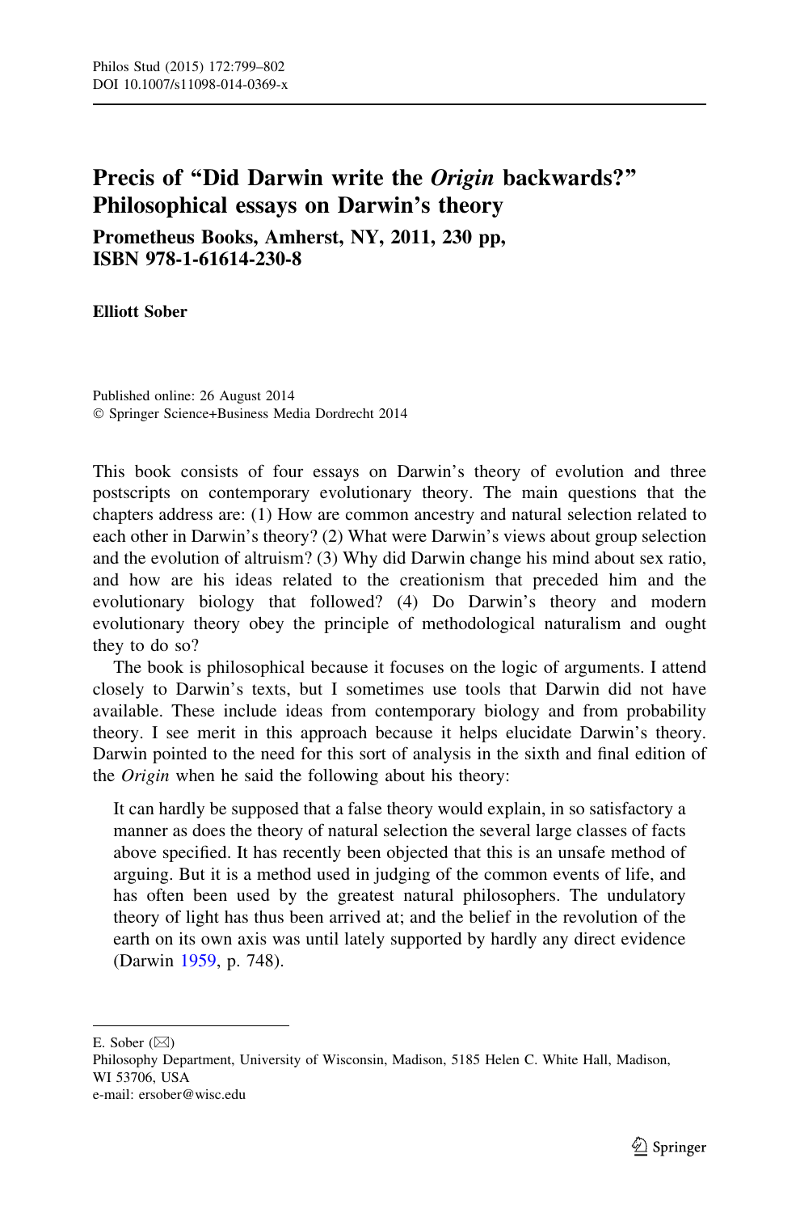# Precis of "Did Darwin write the *Origin* backwards?" Philosophical essays on Darwin's theory

**Prometheus Books, Amherst, NY, 2011, 230 pp, ISBN 978-1-61614-230-8**

**Elliott Sober**

Published online: 26 August 2014
© Springer Science+Business Media Dordrecht 2014

This book consists of four essays on Darwin's theory of evolution and three postscripts on contemporary evolutionary theory. The main questions that the chapters address are: (1) How are common ancestry and natural selection related to each other in Darwin's theory? (2) What were Darwin's views about group selection and the evolution of altruism? (3) Why did Darwin change his mind about sex ratio, and how are his ideas related to the creationism that preceded him and the evolutionary biology that followed? (4) Do Darwin's theory and modern evolutionary theory obey the principle of methodological naturalism and ought they to do so?

The book is philosophical because it focuses on the logic of arguments. I attend closely to Darwin's texts, but I sometimes use tools that Darwin did not have available. These include ideas from contemporary biology and from probability theory. I see merit in this approach because it helps elucidate Darwin's theory. Darwin pointed to the need for this sort of analysis in the sixth and final edition of the *Origin* when he said the following about his theory:

> It can hardly be supposed that a false theory would explain, in so satisfactory a manner as does the theory of natural selection the several large classes of facts above specified. It has recently been objected that this is an unsafe method of arguing. But it is a method used in judging of the common events of life, and has often been used by the greatest natural philosophers. The undulatory theory of light has thus been arrived at; and the belief in the revolution of the earth on its own axis was until lately supported by hardly any direct evidence (Darwin 1959, p. 748).

E. Sober (✉)
Philosophy Department, University of Wisconsin, Madison, 5185 Helen C. White Hall, Madison, WI 53706, USA
e-mail: ersober@wisc.edu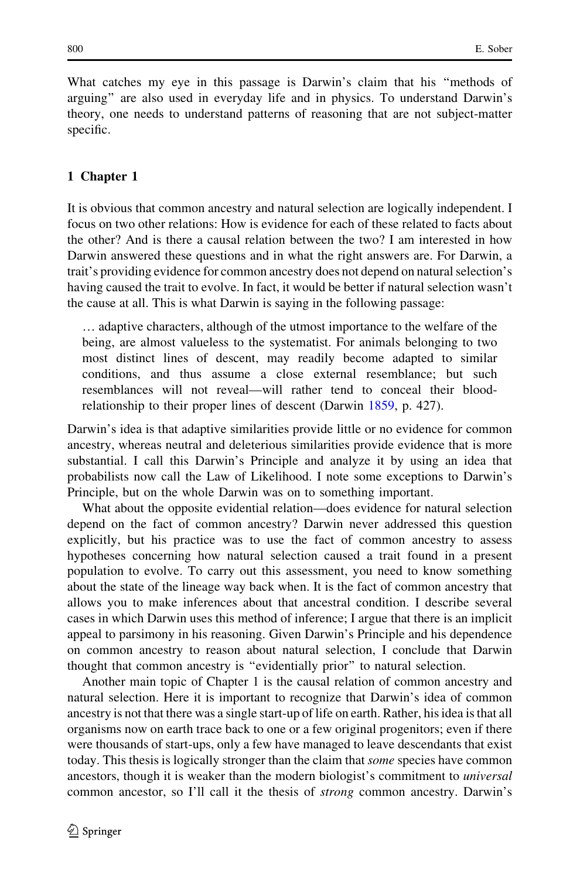What catches my eye in this passage is Darwin's claim that his "methods of arguing" are also used in everyday life and in physics. To understand Darwin's theory, one needs to understand patterns of reasoning that are not subject-matter specific.

## 1 Chapter 1

It is obvious that common ancestry and natural selection are logically independent. I focus on two other relations: How is evidence for each of these related to facts about the other? And is there a causal relation between the two? I am interested in how Darwin answered these questions and in what the right answers are. For Darwin, a trait's providing evidence for common ancestry does not depend on natural selection's having caused the trait to evolve. In fact, it would be better if natural selection wasn't the cause at all. This is what Darwin is saying in the following passage:

> … adaptive characters, although of the utmost importance to the welfare of the being, are almost valueless to the systematist. For animals belonging to two most distinct lines of descent, may readily become adapted to similar conditions, and thus assume a close external resemblance; but such resemblances will not reveal—will rather tend to conceal their blood-relationship to their proper lines of descent (Darwin 1859, p. 427).

Darwin's idea is that adaptive similarities provide little or no evidence for common ancestry, whereas neutral and deleterious similarities provide evidence that is more substantial. I call this Darwin's Principle and analyze it by using an idea that probabilists now call the Law of Likelihood. I note some exceptions to Darwin's Principle, but on the whole Darwin was on to something important.

What about the opposite evidential relation—does evidence for natural selection depend on the fact of common ancestry? Darwin never addressed this question explicitly, but his practice was to use the fact of common ancestry to assess hypotheses concerning how natural selection caused a trait found in a present population to evolve. To carry out this assessment, you need to know something about the state of the lineage way back when. It is the fact of common ancestry that allows you to make inferences about that ancestral condition. I describe several cases in which Darwin uses this method of inference; I argue that there is an implicit appeal to parsimony in his reasoning. Given Darwin's Principle and his dependence on common ancestry to reason about natural selection, I conclude that Darwin thought that common ancestry is "evidentially prior" to natural selection.

Another main topic of Chapter 1 is the causal relation of common ancestry and natural selection. Here it is important to recognize that Darwin's idea of common ancestry is not that there was a single start-up of life on earth. Rather, his idea is that all organisms now on earth trace back to one or a few original progenitors; even if there were thousands of start-ups, only a few have managed to leave descendants that exist today. This thesis is logically stronger than the claim that *some* species have common ancestors, though it is weaker than the modern biologist's commitment to *universal* common ancestor, so I'll call it the thesis of *strong* common ancestry. Darwin's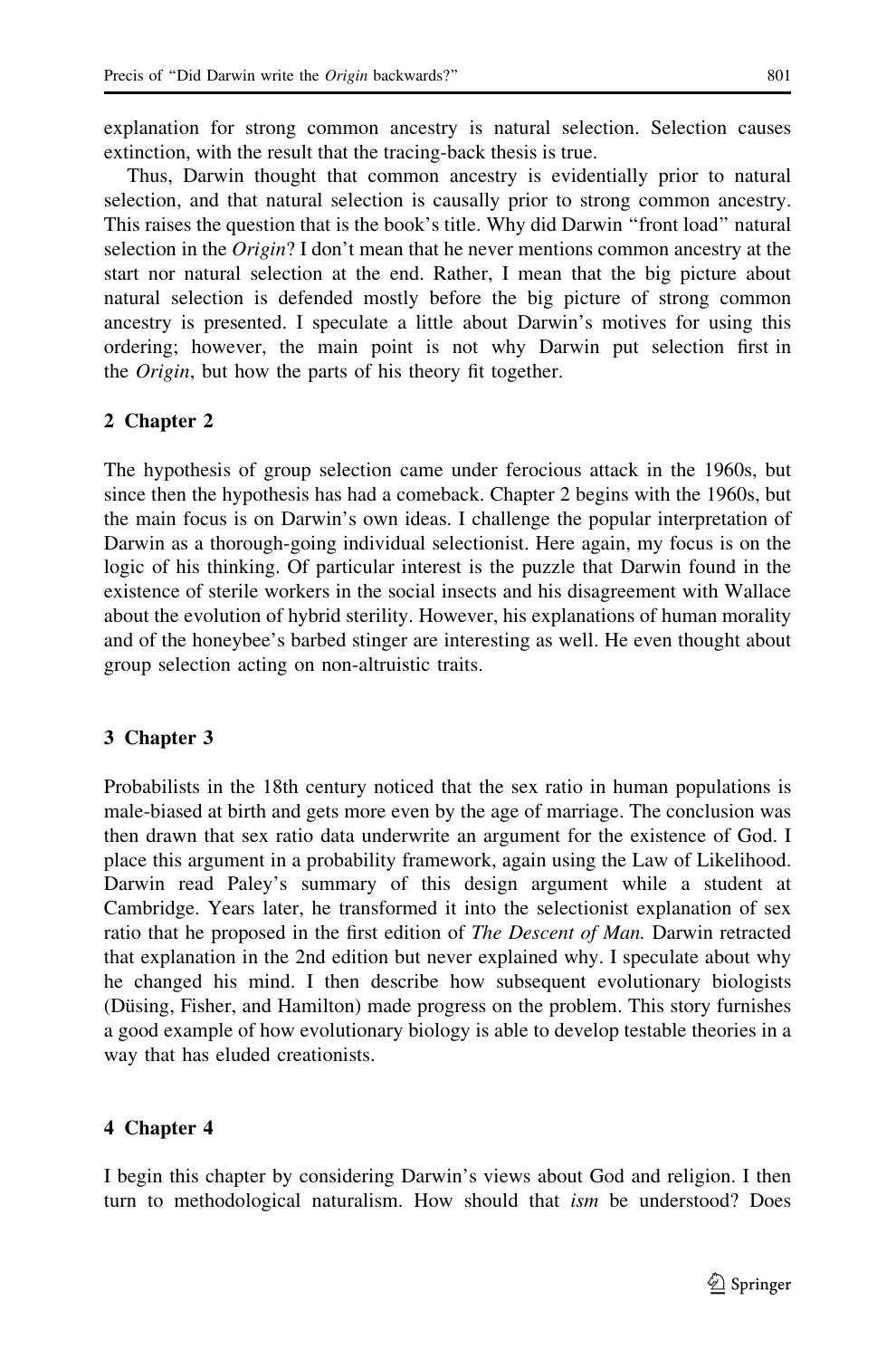explanation for strong common ancestry is natural selection. Selection causes extinction, with the result that the tracing-back thesis is true.

Thus, Darwin thought that common ancestry is evidentially prior to natural selection, and that natural selection is causally prior to strong common ancestry. This raises the question that is the book's title. Why did Darwin "front load" natural selection in the *Origin*? I don't mean that he never mentions common ancestry at the start nor natural selection at the end. Rather, I mean that the big picture about natural selection is defended mostly before the big picture of strong common ancestry is presented. I speculate a little about Darwin's motives for using this ordering; however, the main point is not why Darwin put selection first in the *Origin*, but how the parts of his theory fit together.

## 2 Chapter 2

The hypothesis of group selection came under ferocious attack in the 1960s, but since then the hypothesis has had a comeback. Chapter 2 begins with the 1960s, but the main focus is on Darwin's own ideas. I challenge the popular interpretation of Darwin as a thorough-going individual selectionist. Here again, my focus is on the logic of his thinking. Of particular interest is the puzzle that Darwin found in the existence of sterile workers in the social insects and his disagreement with Wallace about the evolution of hybrid sterility. However, his explanations of human morality and of the honeybee's barbed stinger are interesting as well. He even thought about group selection acting on non-altruistic traits.

## 3 Chapter 3

Probabilists in the 18th century noticed that the sex ratio in human populations is male-biased at birth and gets more even by the age of marriage. The conclusion was then drawn that sex ratio data underwrite an argument for the existence of God. I place this argument in a probability framework, again using the Law of Likelihood. Darwin read Paley's summary of this design argument while a student at Cambridge. Years later, he transformed it into the selectionist explanation of sex ratio that he proposed in the first edition of *The Descent of Man.* Darwin retracted that explanation in the 2nd edition but never explained why. I speculate about why he changed his mind. I then describe how subsequent evolutionary biologists (Düsing, Fisher, and Hamilton) made progress on the problem. This story furnishes a good example of how evolutionary biology is able to develop testable theories in a way that has eluded creationists.

## 4 Chapter 4

I begin this chapter by considering Darwin's views about God and religion. I then turn to methodological naturalism. How should that *ism* be understood? Does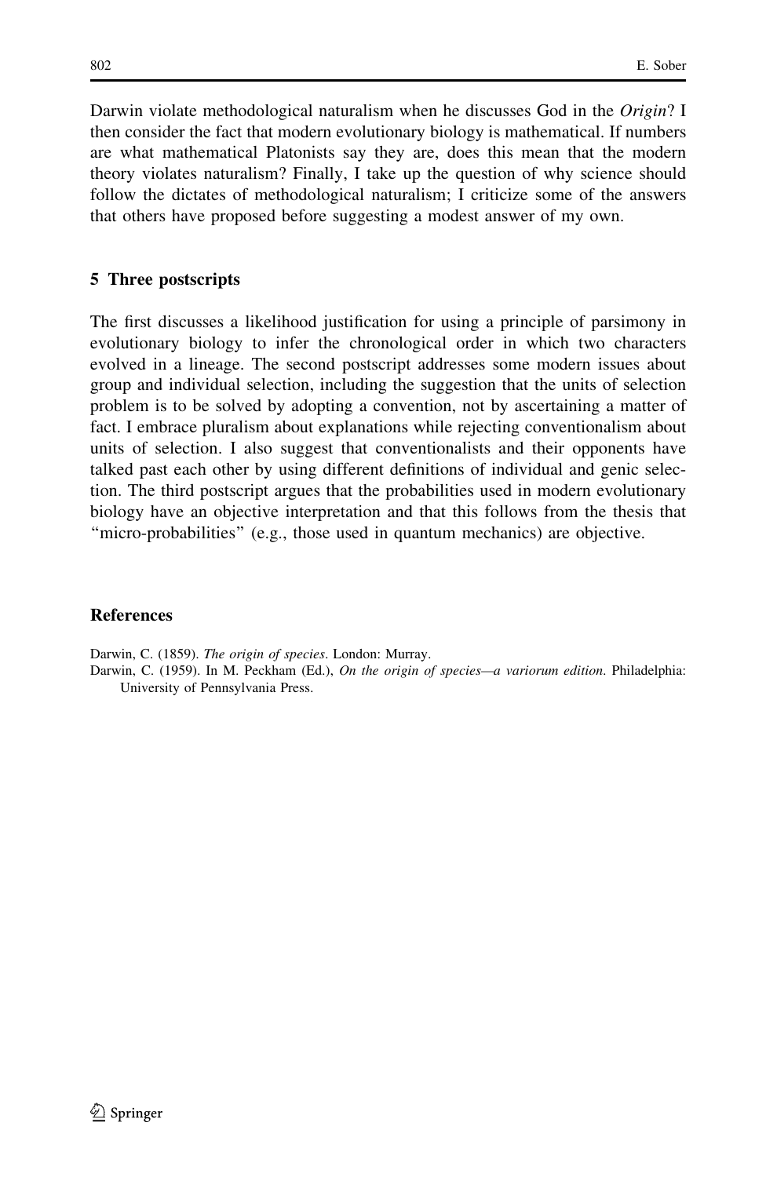Darwin violate methodological naturalism when he discusses God in the *Origin*? I then consider the fact that modern evolutionary biology is mathematical. If numbers are what mathematical Platonists say they are, does this mean that the modern theory violates naturalism? Finally, I take up the question of why science should follow the dictates of methodological naturalism; I criticize some of the answers that others have proposed before suggesting a modest answer of my own.

## 5 Three postscripts

The first discusses a likelihood justification for using a principle of parsimony in evolutionary biology to infer the chronological order in which two characters evolved in a lineage. The second postscript addresses some modern issues about group and individual selection, including the suggestion that the units of selection problem is to be solved by adopting a convention, not by ascertaining a matter of fact. I embrace pluralism about explanations while rejecting conventionalism about units of selection. I also suggest that conventionalists and their opponents have talked past each other by using different definitions of individual and genic selection. The third postscript argues that the probabilities used in modern evolutionary biology have an objective interpretation and that this follows from the thesis that "micro-probabilities" (e.g., those used in quantum mechanics) are objective.

## References

Darwin, C. (1859). *The origin of species*. London: Murray.

Darwin, C. (1959). In M. Peckham (Ed.), *On the origin of species—a variorum edition*. Philadelphia: University of Pennsylvania Press.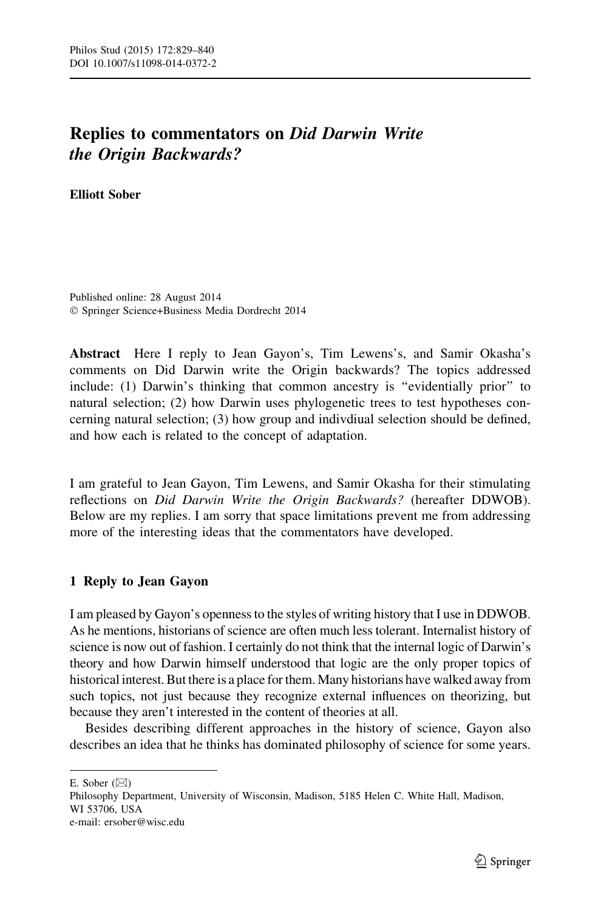# Replies to commentators on *Did Darwin Write the Origin Backwards?*

**Elliott Sober**

Published online: 28 August 2014
© Springer Science+Business Media Dordrecht 2014

**Abstract** Here I reply to Jean Gayon's, Tim Lewens's, and Samir Okasha's comments on Did Darwin write the Origin backwards? The topics addressed include: (1) Darwin's thinking that common ancestry is "evidentially prior" to natural selection; (2) how Darwin uses phylogenetic trees to test hypotheses concerning natural selection; (3) how group and indivdiual selection should be defined, and how each is related to the concept of adaptation.

I am grateful to Jean Gayon, Tim Lewens, and Samir Okasha for their stimulating reflections on *Did Darwin Write the Origin Backwards?* (hereafter DDWOB). Below are my replies. I am sorry that space limitations prevent me from addressing more of the interesting ideas that the commentators have developed.

## 1 Reply to Jean Gayon

I am pleased by Gayon's openness to the styles of writing history that I use in DDWOB. As he mentions, historians of science are often much less tolerant. Internalist history of science is now out of fashion. I certainly do not think that the internal logic of Darwin's theory and how Darwin himself understood that logic are the only proper topics of historical interest. But there is a place for them. Many historians have walked away from such topics, not just because they recognize external influences on theorizing, but because they aren't interested in the content of theories at all.

Besides describing different approaches in the history of science, Gayon also describes an idea that he thinks has dominated philosophy of science for some years.

---

E. Sober (✉)
Philosophy Department, University of Wisconsin, Madison, 5185 Helen C. White Hall, Madison, WI 53706, USA
e-mail: ersober@wisc.edu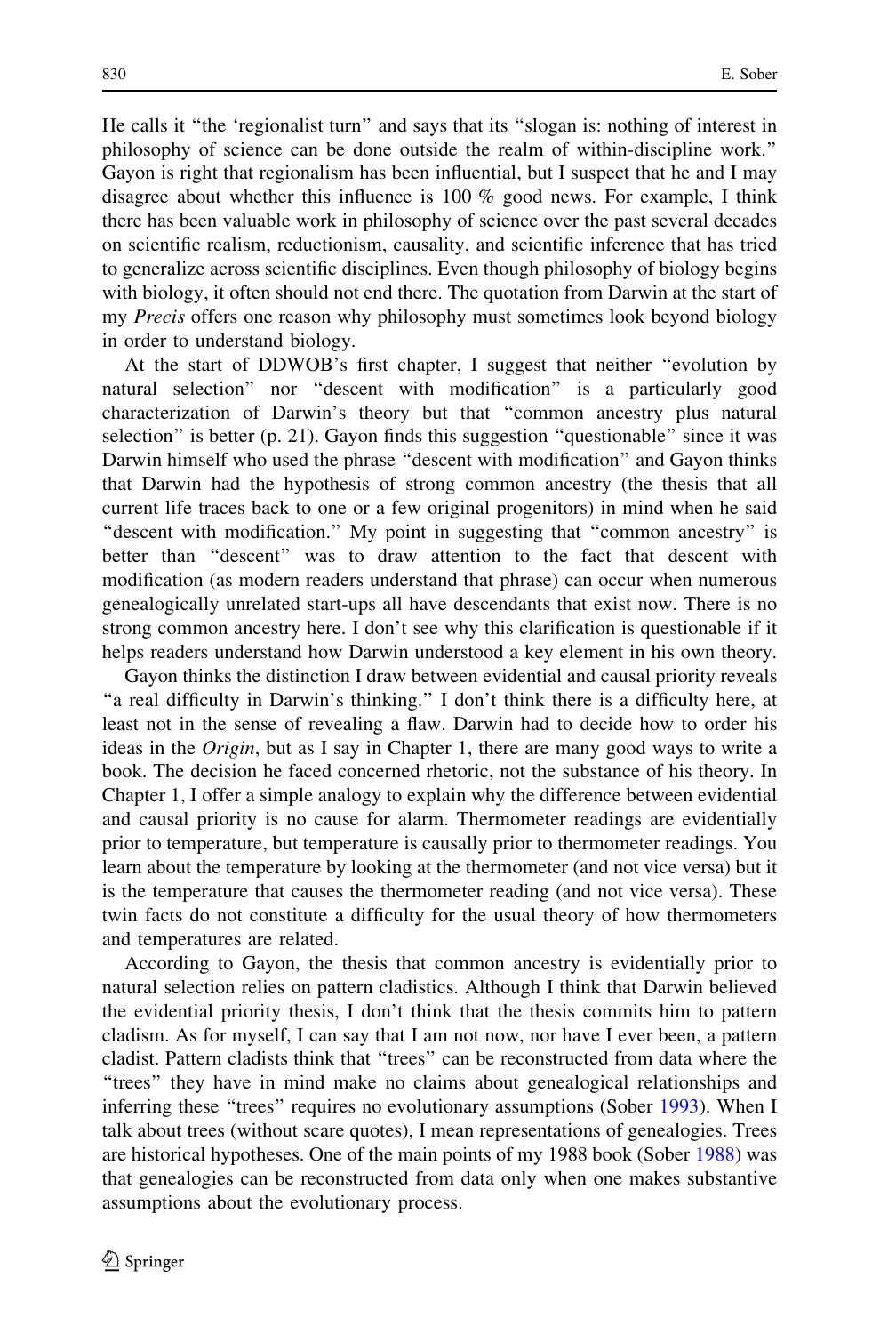He calls it "the 'regionalist turn" and says that its "slogan is: nothing of interest in philosophy of science can be done outside the realm of within-discipline work." Gayon is right that regionalism has been influential, but I suspect that he and I may disagree about whether this influence is 100 % good news. For example, I think there has been valuable work in philosophy of science over the past several decades on scientific realism, reductionism, causality, and scientific inference that has tried to generalize across scientific disciplines. Even though philosophy of biology begins with biology, it often should not end there. The quotation from Darwin at the start of my *Precis* offers one reason why philosophy must sometimes look beyond biology in order to understand biology.

At the start of DDWOB's first chapter, I suggest that neither "evolution by natural selection" nor "descent with modification" is a particularly good characterization of Darwin's theory but that "common ancestry plus natural selection" is better (p. 21). Gayon finds this suggestion "questionable" since it was Darwin himself who used the phrase "descent with modification" and Gayon thinks that Darwin had the hypothesis of strong common ancestry (the thesis that all current life traces back to one or a few original progenitors) in mind when he said "descent with modification." My point in suggesting that "common ancestry" is better than "descent" was to draw attention to the fact that descent with modification (as modern readers understand that phrase) can occur when numerous genealogically unrelated start-ups all have descendants that exist now. There is no strong common ancestry here. I don't see why this clarification is questionable if it helps readers understand how Darwin understood a key element in his own theory.

Gayon thinks the distinction I draw between evidential and causal priority reveals "a real difficulty in Darwin's thinking." I don't think there is a difficulty here, at least not in the sense of revealing a flaw. Darwin had to decide how to order his ideas in the *Origin*, but as I say in Chapter 1, there are many good ways to write a book. The decision he faced concerned rhetoric, not the substance of his theory. In Chapter 1, I offer a simple analogy to explain why the difference between evidential and causal priority is no cause for alarm. Thermometer readings are evidentially prior to temperature, but temperature is causally prior to thermometer readings. You learn about the temperature by looking at the thermometer (and not vice versa) but it is the temperature that causes the thermometer reading (and not vice versa). These twin facts do not constitute a difficulty for the usual theory of how thermometers and temperatures are related.

According to Gayon, the thesis that common ancestry is evidentially prior to natural selection relies on pattern cladistics. Although I think that Darwin believed the evidential priority thesis, I don't think that the thesis commits him to pattern cladism. As for myself, I can say that I am not now, nor have I ever been, a pattern cladist. Pattern cladists think that "trees" can be reconstructed from data where the "trees" they have in mind make no claims about genealogical relationships and inferring these "trees" requires no evolutionary assumptions (Sober 1993). When I talk about trees (without scare quotes), I mean representations of genealogies. Trees are historical hypotheses. One of the main points of my 1988 book (Sober 1988) was that genealogies can be reconstructed from data only when one makes substantive assumptions about the evolutionary process.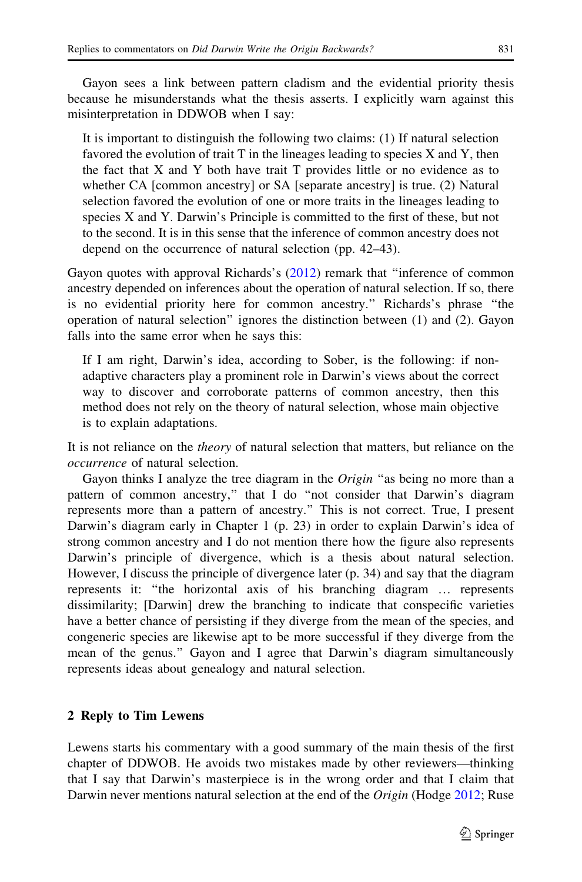Gayon sees a link between pattern cladism and the evidential priority thesis because he misunderstands what the thesis asserts. I explicitly warn against this misinterpretation in DDWOB when I say:

> It is important to distinguish the following two claims: (1) If natural selection favored the evolution of trait T in the lineages leading to species X and Y, then the fact that X and Y both have trait T provides little or no evidence as to whether CA [common ancestry] or SA [separate ancestry] is true. (2) Natural selection favored the evolution of one or more traits in the lineages leading to species X and Y. Darwin's Principle is committed to the first of these, but not to the second. It is in this sense that the inference of common ancestry does not depend on the occurrence of natural selection (pp. 42–43).

Gayon quotes with approval Richards's (2012) remark that "inference of common ancestry depended on inferences about the operation of natural selection. If so, there is no evidential priority here for common ancestry." Richards's phrase "the operation of natural selection" ignores the distinction between (1) and (2). Gayon falls into the same error when he says this:

> If I am right, Darwin's idea, according to Sober, is the following: if non-adaptive characters play a prominent role in Darwin's views about the correct way to discover and corroborate patterns of common ancestry, then this method does not rely on the theory of natural selection, whose main objective is to explain adaptations.

It is not reliance on the *theory* of natural selection that matters, but reliance on the *occurrence* of natural selection.

Gayon thinks I analyze the tree diagram in the *Origin* "as being no more than a pattern of common ancestry," that I do "not consider that Darwin's diagram represents more than a pattern of ancestry." This is not correct. True, I present Darwin's diagram early in Chapter 1 (p. 23) in order to explain Darwin's idea of strong common ancestry and I do not mention there how the figure also represents Darwin's principle of divergence, which is a thesis about natural selection. However, I discuss the principle of divergence later (p. 34) and say that the diagram represents it: "the horizontal axis of his branching diagram … represents dissimilarity; [Darwin] drew the branching to indicate that conspecific varieties have a better chance of persisting if they diverge from the mean of the species, and congeneric species are likewise apt to be more successful if they diverge from the mean of the genus." Gayon and I agree that Darwin's diagram simultaneously represents ideas about genealogy and natural selection.

## 2 Reply to Tim Lewens

Lewens starts his commentary with a good summary of the main thesis of the first chapter of DDWOB. He avoids two mistakes made by other reviewers—thinking that I say that Darwin's masterpiece is in the wrong order and that I claim that Darwin never mentions natural selection at the end of the *Origin* (Hodge 2012; Ruse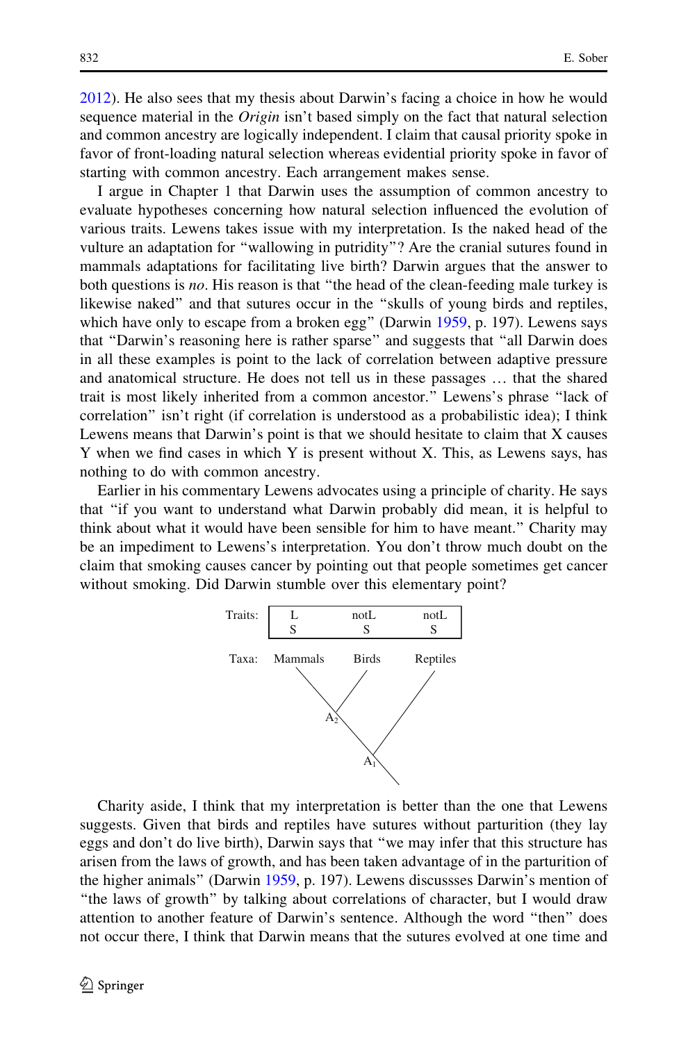2012). He also sees that my thesis about Darwin's facing a choice in how he would sequence material in the *Origin* isn't based simply on the fact that natural selection and common ancestry are logically independent. I claim that causal priority spoke in favor of front-loading natural selection whereas evidential priority spoke in favor of starting with common ancestry. Each arrangement makes sense.

I argue in Chapter 1 that Darwin uses the assumption of common ancestry to evaluate hypotheses concerning how natural selection influenced the evolution of various traits. Lewens takes issue with my interpretation. Is the naked head of the vulture an adaptation for "wallowing in putridity"? Are the cranial sutures found in mammals adaptations for facilitating live birth? Darwin argues that the answer to both questions is *no*. His reason is that "the head of the clean-feeding male turkey is likewise naked" and that sutures occur in the "skulls of young birds and reptiles, which have only to escape from a broken egg" (Darwin 1959, p. 197). Lewens says that "Darwin's reasoning here is rather sparse" and suggests that "all Darwin does in all these examples is point to the lack of correlation between adaptive pressure and anatomical structure. He does not tell us in these passages … that the shared trait is most likely inherited from a common ancestor." Lewens's phrase "lack of correlation" isn't right (if correlation is understood as a probabilistic idea); I think Lewens means that Darwin's point is that we should hesitate to claim that X causes Y when we find cases in which Y is present without X. This, as Lewens says, has nothing to do with common ancestry.

Earlier in his commentary Lewens advocates using a principle of charity. He says that "if you want to understand what Darwin probably did mean, it is helpful to think about what it would have been sensible for him to have meant." Charity may be an impediment to Lewens's interpretation. You don't throw much doubt on the claim that smoking causes cancer by pointing out that people sometimes get cancer without smoking. Did Darwin stumble over this elementary point?

| | Mammals | Birds | Reptiles |
|---|---|---|---|
| Traits: | L, S | notL, S | notL, S |

(Taxa: Mammals, Birds, Reptiles; ancestors $A_2$ (Mammals + Birds) and $A_1$ (all three))

Charity aside, I think that my interpretation is better than the one that Lewens suggests. Given that birds and reptiles have sutures without parturition (they lay eggs and don't do live birth), Darwin says that "we may infer that this structure has arisen from the laws of growth, and has been taken advantage of in the parturition of the higher animals" (Darwin 1959, p. 197). Lewens discussses Darwin's mention of "the laws of growth" by talking about correlations of character, but I would draw attention to another feature of Darwin's sentence. Although the word "then" does not occur there, I think that Darwin means that the sutures evolved at one time and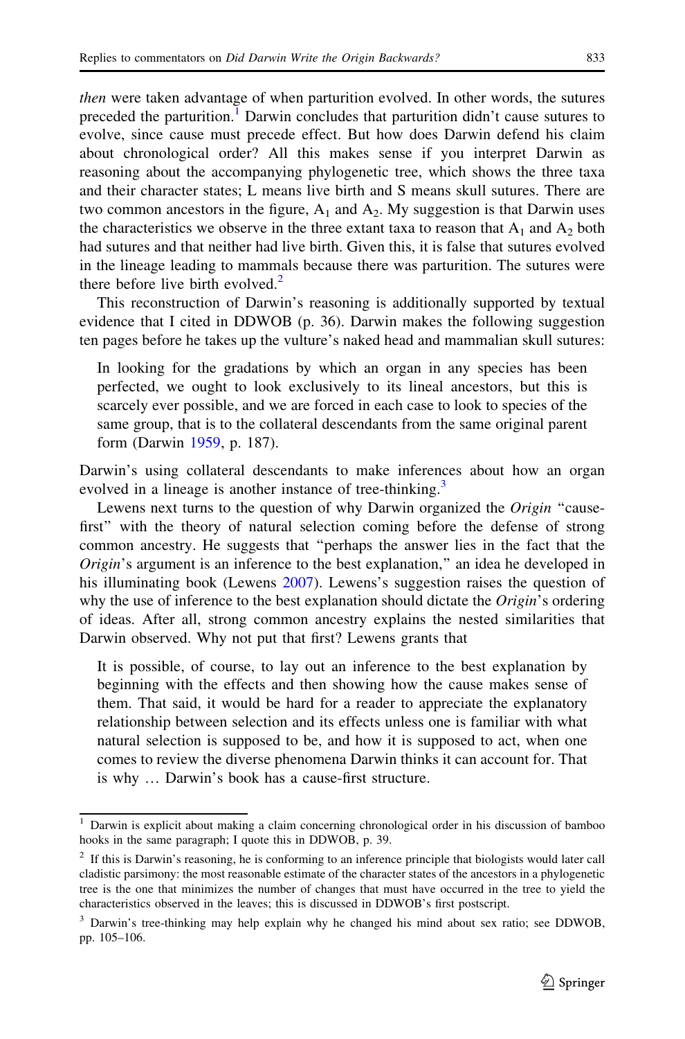*then* were taken advantage of when parturition evolved. In other words, the sutures preceded the parturition.[1] Darwin concludes that parturition didn't cause sutures to evolve, since cause must precede effect. But how does Darwin defend his claim about chronological order? All this makes sense if you interpret Darwin as reasoning about the accompanying phylogenetic tree, which shows the three taxa and their character states; L means live birth and S means skull sutures. There are two common ancestors in the figure, $A_1$ and $A_2$. My suggestion is that Darwin uses the characteristics we observe in the three extant taxa to reason that $A_1$ and $A_2$ both had sutures and that neither had live birth. Given this, it is false that sutures evolved in the lineage leading to mammals because there was parturition. The sutures were there before live birth evolved.[2]

This reconstruction of Darwin's reasoning is additionally supported by textual evidence that I cited in DDWOB (p. 36). Darwin makes the following suggestion ten pages before he takes up the vulture's naked head and mammalian skull sutures:

> In looking for the gradations by which an organ in any species has been perfected, we ought to look exclusively to its lineal ancestors, but this is scarcely ever possible, and we are forced in each case to look to species of the same group, that is to the collateral descendants from the same original parent form (Darwin 1959, p. 187).

Darwin's using collateral descendants to make inferences about how an organ evolved in a lineage is another instance of tree-thinking.[3]

Lewens next turns to the question of why Darwin organized the *Origin* "cause-first" with the theory of natural selection coming before the defense of strong common ancestry. He suggests that "perhaps the answer lies in the fact that the *Origin*'s argument is an inference to the best explanation," an idea he developed in his illuminating book (Lewens 2007). Lewens's suggestion raises the question of why the use of inference to the best explanation should dictate the *Origin*'s ordering of ideas. After all, strong common ancestry explains the nested similarities that Darwin observed. Why not put that first? Lewens grants that

> It is possible, of course, to lay out an inference to the best explanation by beginning with the effects and then showing how the cause makes sense of them. That said, it would be hard for a reader to appreciate the explanatory relationship between selection and its effects unless one is familiar with what natural selection is supposed to be, and how it is supposed to act, when one comes to review the diverse phenomena Darwin thinks it can account for. That is why … Darwin's book has a cause-first structure.

---

[1] Darwin is explicit about making a claim concerning chronological order in his discussion of bamboo hooks in the same paragraph; I quote this in DDWOB, p. 39.

[2] If this is Darwin's reasoning, he is conforming to an inference principle that biologists would later call cladistic parsimony: the most reasonable estimate of the character states of the ancestors in a phylogenetic tree is the one that minimizes the number of changes that must have occurred in the tree to yield the characteristics observed in the leaves; this is discussed in DDWOB's first postscript.

[3] Darwin's tree-thinking may help explain why he changed his mind about sex ratio; see DDWOB, pp. 105–106.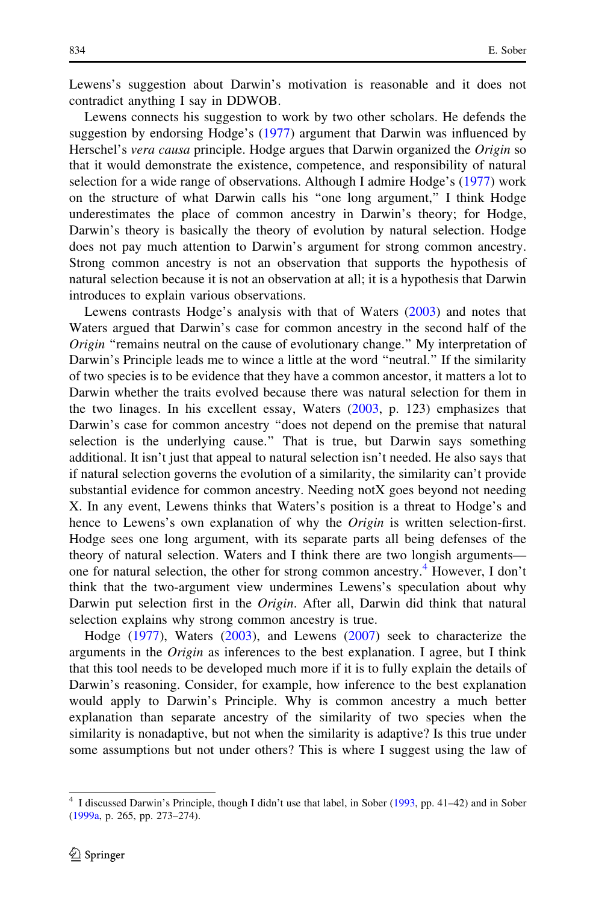Lewens's suggestion about Darwin's motivation is reasonable and it does not contradict anything I say in DDWOB.

Lewens connects his suggestion to work by two other scholars. He defends the suggestion by endorsing Hodge's (1977) argument that Darwin was influenced by Herschel's *vera causa* principle. Hodge argues that Darwin organized the *Origin* so that it would demonstrate the existence, competence, and responsibility of natural selection for a wide range of observations. Although I admire Hodge's (1977) work on the structure of what Darwin calls his "one long argument," I think Hodge underestimates the place of common ancestry in Darwin's theory; for Hodge, Darwin's theory is basically the theory of evolution by natural selection. Hodge does not pay much attention to Darwin's argument for strong common ancestry. Strong common ancestry is not an observation that supports the hypothesis of natural selection because it is not an observation at all; it is a hypothesis that Darwin introduces to explain various observations.

Lewens contrasts Hodge's analysis with that of Waters (2003) and notes that Waters argued that Darwin's case for common ancestry in the second half of the *Origin* "remains neutral on the cause of evolutionary change." My interpretation of Darwin's Principle leads me to wince a little at the word "neutral." If the similarity of two species is to be evidence that they have a common ancestor, it matters a lot to Darwin whether the traits evolved because there was natural selection for them in the two linages. In his excellent essay, Waters (2003, p. 123) emphasizes that Darwin's case for common ancestry "does not depend on the premise that natural selection is the underlying cause." That is true, but Darwin says something additional. It isn't just that appeal to natural selection isn't needed. He also says that if natural selection governs the evolution of a similarity, the similarity can't provide substantial evidence for common ancestry. Needing notX goes beyond not needing X. In any event, Lewens thinks that Waters's position is a threat to Hodge's and hence to Lewens's own explanation of why the *Origin* is written selection-first. Hodge sees one long argument, with its separate parts all being defenses of the theory of natural selection. Waters and I think there are two longish arguments—one for natural selection, the other for strong common ancestry.[4] However, I don't think that the two-argument view undermines Lewens's speculation about why Darwin put selection first in the *Origin*. After all, Darwin did think that natural selection explains why strong common ancestry is true.

Hodge (1977), Waters (2003), and Lewens (2007) seek to characterize the arguments in the *Origin* as inferences to the best explanation. I agree, but I think that this tool needs to be developed much more if it is to fully explain the details of Darwin's reasoning. Consider, for example, how inference to the best explanation would apply to Darwin's Principle. Why is common ancestry a much better explanation than separate ancestry of the similarity of two species when the similarity is nonadaptive, but not when the similarity is adaptive? Is this true under some assumptions but not under others? This is where I suggest using the law of

---

[4] I discussed Darwin's Principle, though I didn't use that label, in Sober (1993, pp. 41–42) and in Sober (1999a, p. 265, pp. 273–274).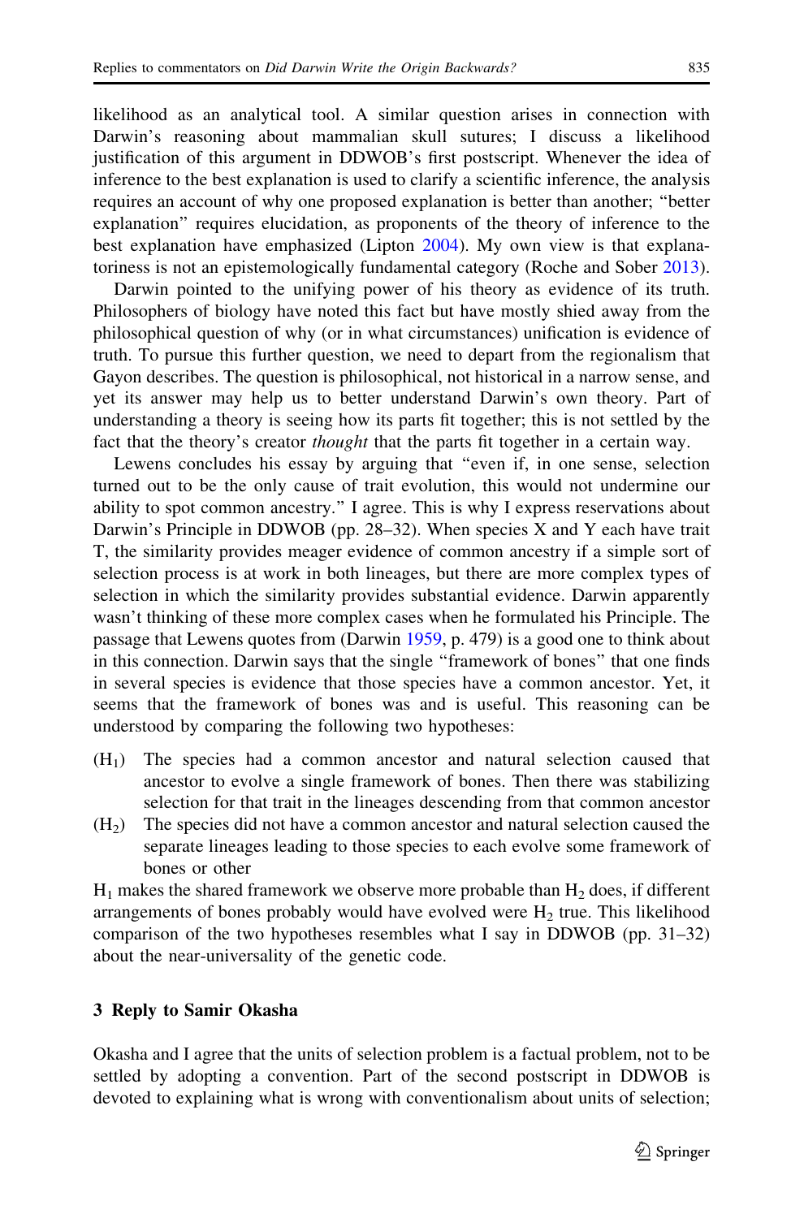likelihood as an analytical tool. A similar question arises in connection with Darwin's reasoning about mammalian skull sutures; I discuss a likelihood justification of this argument in DDWOB's first postscript. Whenever the idea of inference to the best explanation is used to clarify a scientific inference, the analysis requires an account of why one proposed explanation is better than another; "better explanation" requires elucidation, as proponents of the theory of inference to the best explanation have emphasized (Lipton 2004). My own view is that explanatoriness is not an epistemologically fundamental category (Roche and Sober 2013).

Darwin pointed to the unifying power of his theory as evidence of its truth. Philosophers of biology have noted this fact but have mostly shied away from the philosophical question of why (or in what circumstances) unification is evidence of truth. To pursue this further question, we need to depart from the regionalism that Gayon describes. The question is philosophical, not historical in a narrow sense, and yet its answer may help us to better understand Darwin's own theory. Part of understanding a theory is seeing how its parts fit together; this is not settled by the fact that the theory's creator *thought* that the parts fit together in a certain way.

Lewens concludes his essay by arguing that "even if, in one sense, selection turned out to be the only cause of trait evolution, this would not undermine our ability to spot common ancestry." I agree. This is why I express reservations about Darwin's Principle in DDWOB (pp. 28–32). When species X and Y each have trait T, the similarity provides meager evidence of common ancestry if a simple sort of selection process is at work in both lineages, but there are more complex types of selection in which the similarity provides substantial evidence. Darwin apparently wasn't thinking of these more complex cases when he formulated his Principle. The passage that Lewens quotes from (Darwin 1959, p. 479) is a good one to think about in this connection. Darwin says that the single "framework of bones" that one finds in several species is evidence that those species have a common ancestor. Yet, it seems that the framework of bones was and is useful. This reasoning can be understood by comparing the following two hypotheses:

($H_1$) The species had a common ancestor and natural selection caused that ancestor to evolve a single framework of bones. Then there was stabilizing selection for that trait in the lineages descending from that common ancestor

($H_2$) The species did not have a common ancestor and natural selection caused the separate lineages leading to those species to each evolve some framework of bones or other

$H_1$ makes the shared framework we observe more probable than $H_2$ does, if different arrangements of bones probably would have evolved were $H_2$ true. This likelihood comparison of the two hypotheses resembles what I say in DDWOB (pp. 31–32) about the near-universality of the genetic code.

## 3 Reply to Samir Okasha

Okasha and I agree that the units of selection problem is a factual problem, not to be settled by adopting a convention. Part of the second postscript in DDWOB is devoted to explaining what is wrong with conventionalism about units of selection;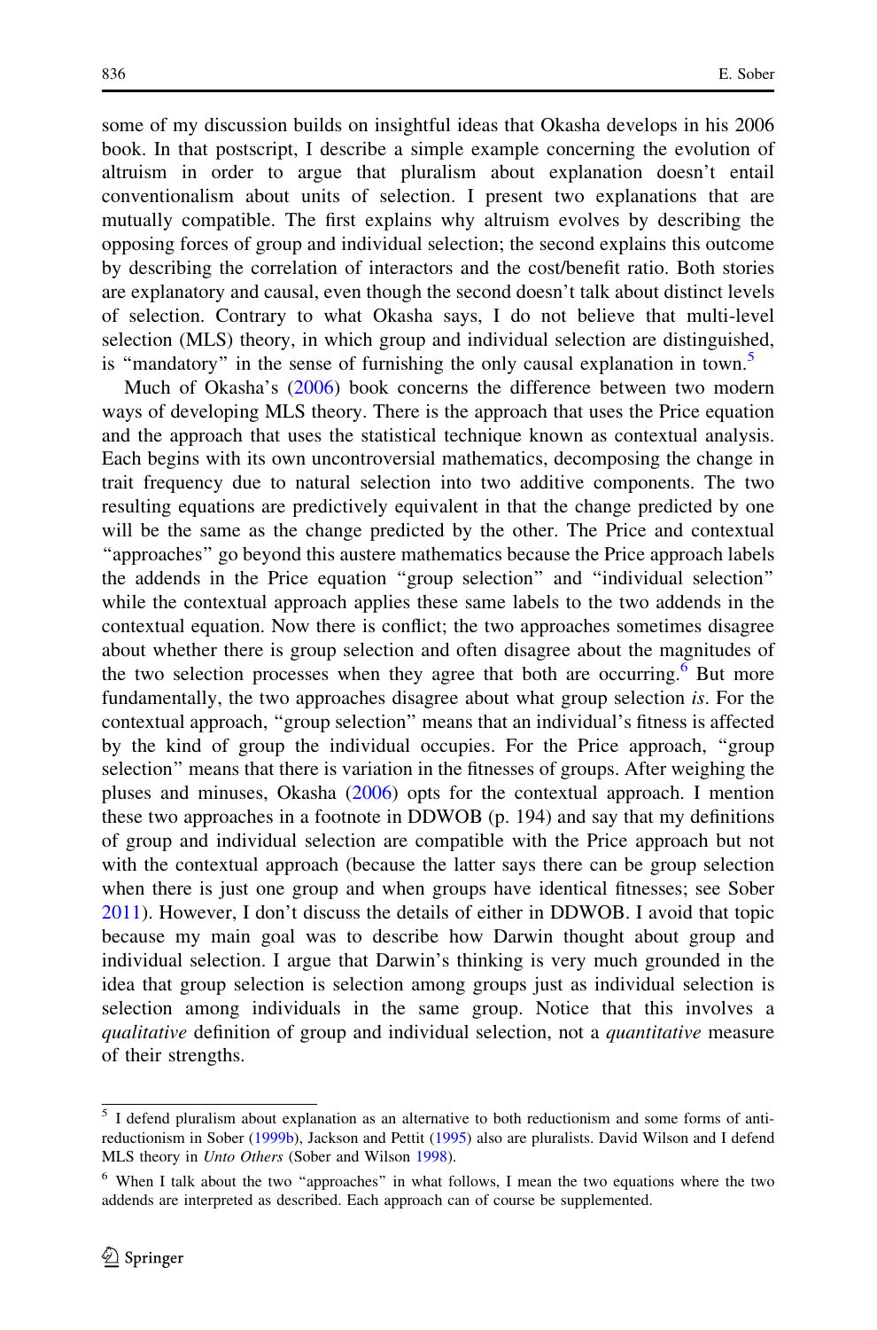some of my discussion builds on insightful ideas that Okasha develops in his 2006 book. In that postscript, I describe a simple example concerning the evolution of altruism in order to argue that pluralism about explanation doesn't entail conventionalism about units of selection. I present two explanations that are mutually compatible. The first explains why altruism evolves by describing the opposing forces of group and individual selection; the second explains this outcome by describing the correlation of interactors and the cost/benefit ratio. Both stories are explanatory and causal, even though the second doesn't talk about distinct levels of selection. Contrary to what Okasha says, I do not believe that multi-level selection (MLS) theory, in which group and individual selection are distinguished, is "mandatory" in the sense of furnishing the only causal explanation in town.[5]

Much of Okasha's (2006) book concerns the difference between two modern ways of developing MLS theory. There is the approach that uses the Price equation and the approach that uses the statistical technique known as contextual analysis. Each begins with its own uncontroversial mathematics, decomposing the change in trait frequency due to natural selection into two additive components. The two resulting equations are predictively equivalent in that the change predicted by one will be the same as the change predicted by the other. The Price and contextual "approaches" go beyond this austere mathematics because the Price approach labels the addends in the Price equation "group selection" and "individual selection" while the contextual approach applies these same labels to the two addends in the contextual equation. Now there is conflict; the two approaches sometimes disagree about whether there is group selection and often disagree about the magnitudes of the two selection processes when they agree that both are occurring.[6] But more fundamentally, the two approaches disagree about what group selection *is*. For the contextual approach, "group selection" means that an individual's fitness is affected by the kind of group the individual occupies. For the Price approach, "group selection" means that there is variation in the fitnesses of groups. After weighing the pluses and minuses, Okasha (2006) opts for the contextual approach. I mention these two approaches in a footnote in DDWOB (p. 194) and say that my definitions of group and individual selection are compatible with the Price approach but not with the contextual approach (because the latter says there can be group selection when there is just one group and when groups have identical fitnesses; see Sober 2011). However, I don't discuss the details of either in DDWOB. I avoid that topic because my main goal was to describe how Darwin thought about group and individual selection. I argue that Darwin's thinking is very much grounded in the idea that group selection is selection among groups just as individual selection is selection among individuals in the same group. Notice that this involves a *qualitative* definition of group and individual selection, not a *quantitative* measure of their strengths.

[5] I defend pluralism about explanation as an alternative to both reductionism and some forms of anti-reductionism in Sober (1999b), Jackson and Pettit (1995) also are pluralists. David Wilson and I defend MLS theory in *Unto Others* (Sober and Wilson 1998).

[6] When I talk about the two "approaches" in what follows, I mean the two equations where the two addends are interpreted as described. Each approach can of course be supplemented.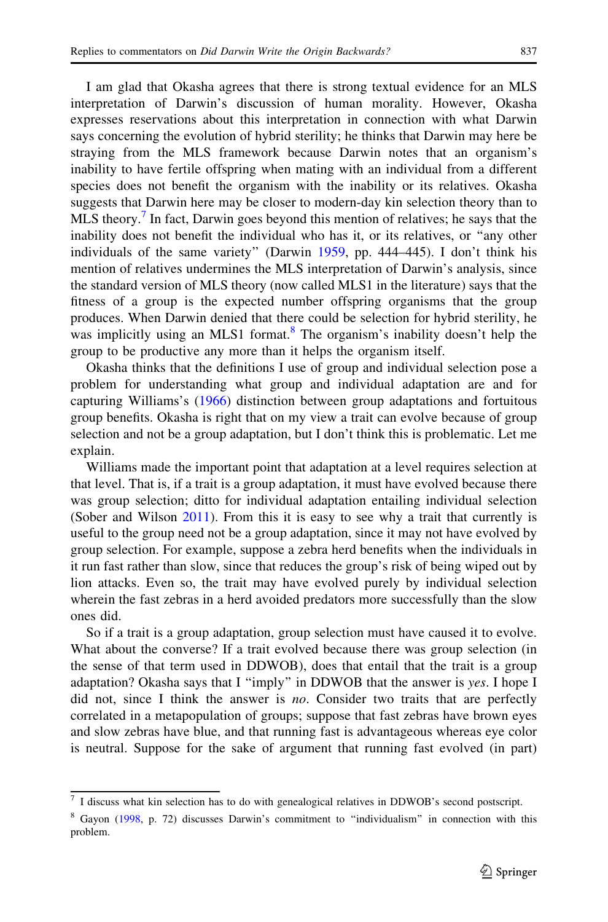I am glad that Okasha agrees that there is strong textual evidence for an MLS interpretation of Darwin's discussion of human morality. However, Okasha expresses reservations about this interpretation in connection with what Darwin says concerning the evolution of hybrid sterility; he thinks that Darwin may here be straying from the MLS framework because Darwin notes that an organism's inability to have fertile offspring when mating with an individual from a different species does not benefit the organism with the inability or its relatives. Okasha suggests that Darwin here may be closer to modern-day kin selection theory than to MLS theory.[7] In fact, Darwin goes beyond this mention of relatives; he says that the inability does not benefit the individual who has it, or its relatives, or "any other individuals of the same variety" (Darwin 1959, pp. 444–445). I don't think his mention of relatives undermines the MLS interpretation of Darwin's analysis, since the standard version of MLS theory (now called MLS1 in the literature) says that the fitness of a group is the expected number offspring organisms that the group produces. When Darwin denied that there could be selection for hybrid sterility, he was implicitly using an MLS1 format.[8] The organism's inability doesn't help the group to be productive any more than it helps the organism itself.

Okasha thinks that the definitions I use of group and individual selection pose a problem for understanding what group and individual adaptation are and for capturing Williams's (1966) distinction between group adaptations and fortuitous group benefits. Okasha is right that on my view a trait can evolve because of group selection and not be a group adaptation, but I don't think this is problematic. Let me explain.

Williams made the important point that adaptation at a level requires selection at that level. That is, if a trait is a group adaptation, it must have evolved because there was group selection; ditto for individual adaptation entailing individual selection (Sober and Wilson 2011). From this it is easy to see why a trait that currently is useful to the group need not be a group adaptation, since it may not have evolved by group selection. For example, suppose a zebra herd benefits when the individuals in it run fast rather than slow, since that reduces the group's risk of being wiped out by lion attacks. Even so, the trait may have evolved purely by individual selection wherein the fast zebras in a herd avoided predators more successfully than the slow ones did.

So if a trait is a group adaptation, group selection must have caused it to evolve. What about the converse? If a trait evolved because there was group selection (in the sense of that term used in DDWOB), does that entail that the trait is a group adaptation? Okasha says that I "imply" in DDWOB that the answer is *yes*. I hope I did not, since I think the answer is *no*. Consider two traits that are perfectly correlated in a metapopulation of groups; suppose that fast zebras have brown eyes and slow zebras have blue, and that running fast is advantageous whereas eye color is neutral. Suppose for the sake of argument that running fast evolved (in part)

---

[7] I discuss what kin selection has to do with genealogical relatives in DDWOB's second postscript.

[8] Gayon (1998, p. 72) discusses Darwin's commitment to "individualism" in connection with this problem.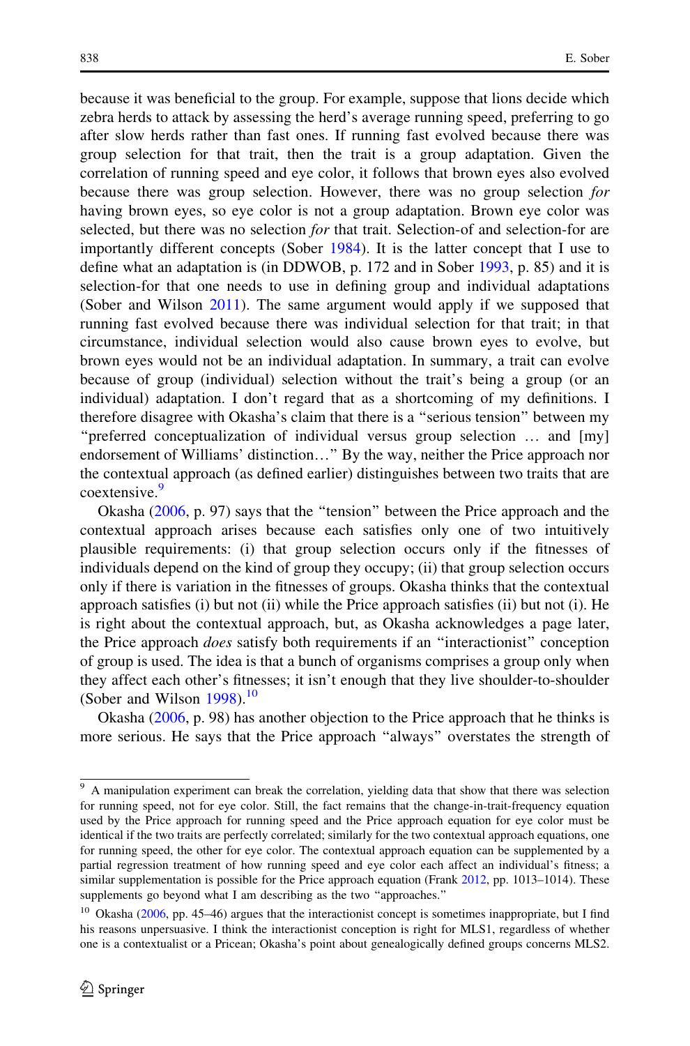because it was beneficial to the group. For example, suppose that lions decide which zebra herds to attack by assessing the herd's average running speed, preferring to go after slow herds rather than fast ones. If running fast evolved because there was group selection for that trait, then the trait is a group adaptation. Given the correlation of running speed and eye color, it follows that brown eyes also evolved because there was group selection. However, there was no group selection *for* having brown eyes, so eye color is not a group adaptation. Brown eye color was selected, but there was no selection *for* that trait. Selection-of and selection-for are importantly different concepts (Sober 1984). It is the latter concept that I use to define what an adaptation is (in DDWOB, p. 172 and in Sober 1993, p. 85) and it is selection-for that one needs to use in defining group and individual adaptations (Sober and Wilson 2011). The same argument would apply if we supposed that running fast evolved because there was individual selection for that trait; in that circumstance, individual selection would also cause brown eyes to evolve, but brown eyes would not be an individual adaptation. In summary, a trait can evolve because of group (individual) selection without the trait's being a group (or an individual) adaptation. I don't regard that as a shortcoming of my definitions. I therefore disagree with Okasha's claim that there is a "serious tension" between my "preferred conceptualization of individual versus group selection … and [my] endorsement of Williams' distinction…" By the way, neither the Price approach nor the contextual approach (as defined earlier) distinguishes between two traits that are coextensive.[9]

Okasha (2006, p. 97) says that the "tension" between the Price approach and the contextual approach arises because each satisfies only one of two intuitively plausible requirements: (i) that group selection occurs only if the fitnesses of individuals depend on the kind of group they occupy; (ii) that group selection occurs only if there is variation in the fitnesses of groups. Okasha thinks that the contextual approach satisfies (i) but not (ii) while the Price approach satisfies (ii) but not (i). He is right about the contextual approach, but, as Okasha acknowledges a page later, the Price approach *does* satisfy both requirements if an "interactionist" conception of group is used. The idea is that a bunch of organisms comprises a group only when they affect each other's fitnesses; it isn't enough that they live shoulder-to-shoulder (Sober and Wilson 1998).[10]

Okasha (2006, p. 98) has another objection to the Price approach that he thinks is more serious. He says that the Price approach "always" overstates the strength of

---

[9] A manipulation experiment can break the correlation, yielding data that show that there was selection for running speed, not for eye color. Still, the fact remains that the change-in-trait-frequency equation used by the Price approach for running speed and the Price approach equation for eye color must be identical if the two traits are perfectly correlated; similarly for the two contextual approach equations, one for running speed, the other for eye color. The contextual approach equation can be supplemented by a partial regression treatment of how running speed and eye color each affect an individual's fitness; a similar supplementation is possible for the Price approach equation (Frank 2012, pp. 1013–1014). These supplements go beyond what I am describing as the two "approaches."

[10] Okasha (2006, pp. 45–46) argues that the interactionist concept is sometimes inappropriate, but I find his reasons unpersuasive. I think the interactionist conception is right for MLS1, regardless of whether one is a contextualist or a Pricean; Okasha's point about genealogically defined groups concerns MLS2.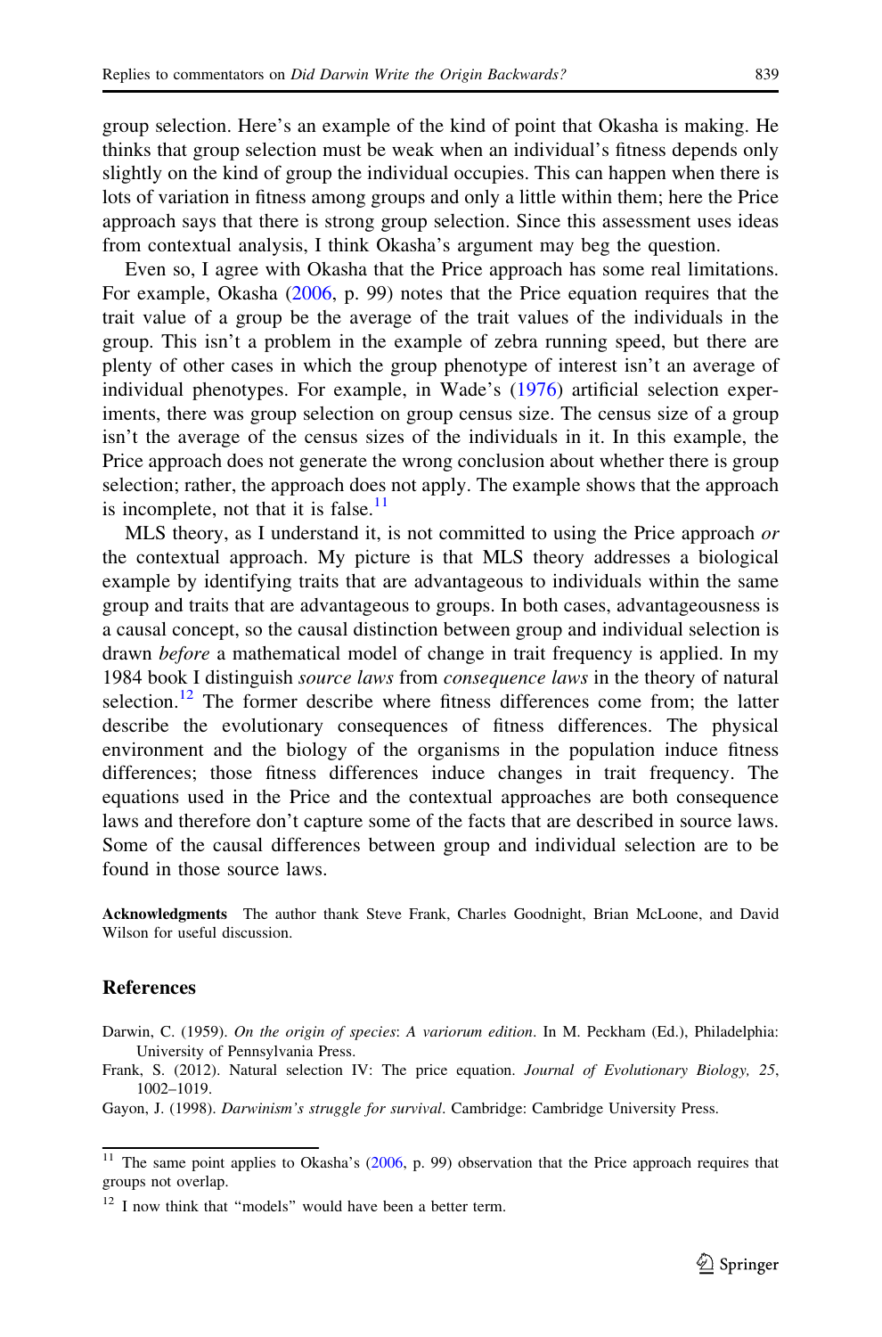group selection. Here's an example of the kind of point that Okasha is making. He thinks that group selection must be weak when an individual's fitness depends only slightly on the kind of group the individual occupies. This can happen when there is lots of variation in fitness among groups and only a little within them; here the Price approach says that there is strong group selection. Since this assessment uses ideas from contextual analysis, I think Okasha's argument may beg the question.

Even so, I agree with Okasha that the Price approach has some real limitations. For example, Okasha (2006, p. 99) notes that the Price equation requires that the trait value of a group be the average of the trait values of the individuals in the group. This isn't a problem in the example of zebra running speed, but there are plenty of other cases in which the group phenotype of interest isn't an average of individual phenotypes. For example, in Wade's (1976) artificial selection experiments, there was group selection on group census size. The census size of a group isn't the average of the census sizes of the individuals in it. In this example, the Price approach does not generate the wrong conclusion about whether there is group selection; rather, the approach does not apply. The example shows that the approach is incomplete, not that it is false.[11]

MLS theory, as I understand it, is not committed to using the Price approach *or* the contextual approach. My picture is that MLS theory addresses a biological example by identifying traits that are advantageous to individuals within the same group and traits that are advantageous to groups. In both cases, advantageousness is a causal concept, so the causal distinction between group and individual selection is drawn *before* a mathematical model of change in trait frequency is applied. In my 1984 book I distinguish *source laws* from *consequence laws* in the theory of natural selection.[12] The former describe where fitness differences come from; the latter describe the evolutionary consequences of fitness differences. The physical environment and the biology of the organisms in the population induce fitness differences; those fitness differences induce changes in trait frequency. The equations used in the Price and the contextual approaches are both consequence laws and therefore don't capture some of the facts that are described in source laws. Some of the causal differences between group and individual selection are to be found in those source laws.

**Acknowledgments** The author thank Steve Frank, Charles Goodnight, Brian McLoone, and David Wilson for useful discussion.

## References

Darwin, C. (1959). *On the origin of species*: *A variorum edition*. In M. Peckham (Ed.), Philadelphia: University of Pennsylvania Press.

Frank, S. (2012). Natural selection IV: The price equation. *Journal of Evolutionary Biology, 25*, 1002–1019.

Gayon, J. (1998). *Darwinism's struggle for survival*. Cambridge: Cambridge University Press.

---

[11] The same point applies to Okasha's (2006, p. 99) observation that the Price approach requires that groups not overlap.

[12] I now think that "models" would have been a better term.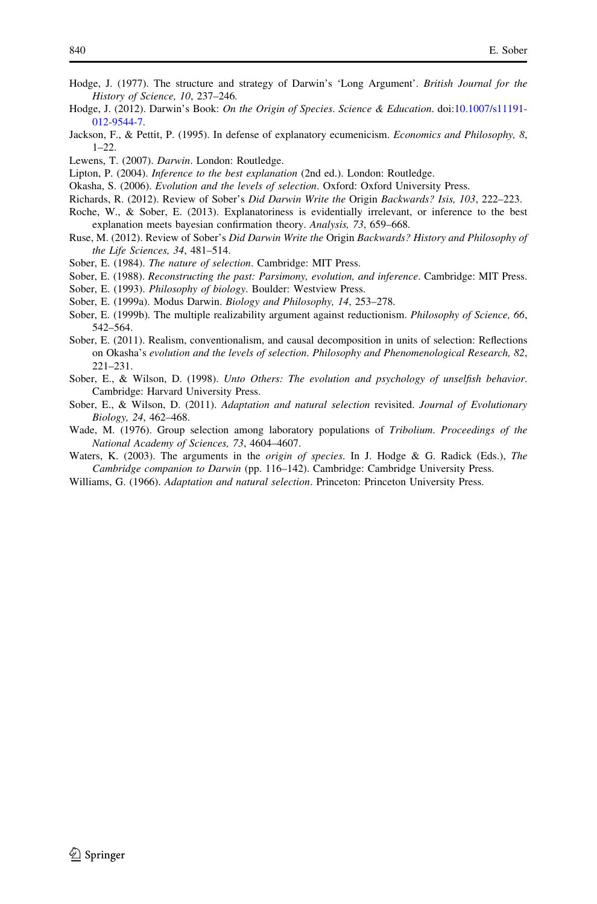Hodge, J. (1977). The structure and strategy of Darwin's 'Long Argument'. *British Journal for the History of Science, 10*, 237–246.

Hodge, J. (2012). Darwin's Book: *On the Origin of Species*. *Science & Education*. doi:10.1007/s11191-012-9544-7.

Jackson, F., & Pettit, P. (1995). In defense of explanatory ecumenicism. *Economics and Philosophy, 8*, 1–22.

Lewens, T. (2007). *Darwin*. London: Routledge.

Lipton, P. (2004). *Inference to the best explanation* (2nd ed.). London: Routledge.

Okasha, S. (2006). *Evolution and the levels of selection*. Oxford: Oxford University Press.

Richards, R. (2012). Review of Sober's *Did Darwin Write the* Origin *Backwards? Isis, 103*, 222–223.

Roche, W., & Sober, E. (2013). Explanatoriness is evidentially irrelevant, or inference to the best explanation meets bayesian confirmation theory. *Analysis, 73*, 659–668.

Ruse, M. (2012). Review of Sober's *Did Darwin Write the* Origin *Backwards? History and Philosophy of the Life Sciences, 34*, 481–514.

Sober, E. (1984). *The nature of selection*. Cambridge: MIT Press.

Sober, E. (1988). *Reconstructing the past: Parsimony, evolution, and inference*. Cambridge: MIT Press.

Sober, E. (1993). *Philosophy of biology*. Boulder: Westview Press.

Sober, E. (1999a). Modus Darwin. *Biology and Philosophy, 14*, 253–278.

Sober, E. (1999b). The multiple realizability argument against reductionism. *Philosophy of Science, 66*, 542–564.

Sober, E. (2011). Realism, conventionalism, and causal decomposition in units of selection: Reflections on Okasha's *evolution and the levels of selection*. *Philosophy and Phenomenological Research, 82*, 221–231.

Sober, E., & Wilson, D. (1998). *Unto Others: The evolution and psychology of unselfish behavior*. Cambridge: Harvard University Press.

Sober, E., & Wilson, D. (2011). *Adaptation and natural selection* revisited. *Journal of Evolutionary Biology, 24*, 462–468.

Wade, M. (1976). Group selection among laboratory populations of *Tribolium*. *Proceedings of the National Academy of Sciences, 73*, 4604–4607.

Waters, K. (2003). The arguments in the *origin of species*. In J. Hodge & G. Radick (Eds.), *The Cambridge companion to Darwin* (pp. 116–142). Cambridge: Cambridge University Press.

Williams, G. (1966). *Adaptation and natural selection*. Princeton: Princeton University Press.